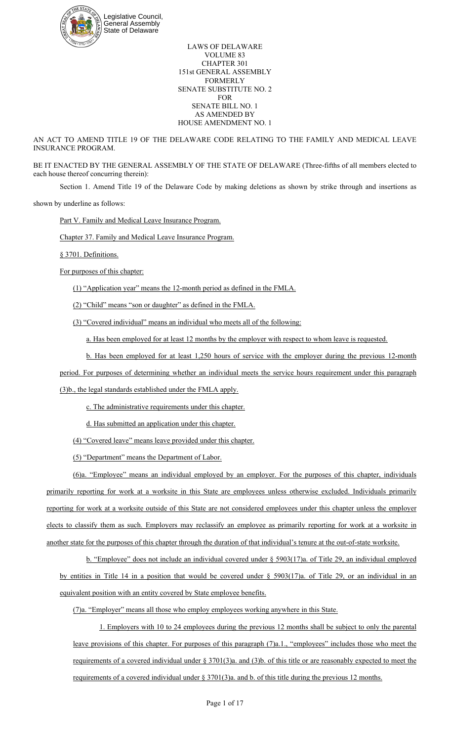Legislative Council,
General Assembly
State of Delaware

LAWS OF DELAWARE
VOLUME 83
CHAPTER 301
151st GENERAL ASSEMBLY
FORMERLY
SENATE SUBSTITUTE NO. 2
FOR
SENATE BILL NO. 1
AS AMENDED BY
HOUSE AMENDMENT NO. 1

AN ACT TO AMEND TITLE 19 OF THE DELAWARE CODE RELATING TO THE FAMILY AND MEDICAL LEAVE INSURANCE PROGRAM.

BE IT ENACTED BY THE GENERAL ASSEMBLY OF THE STATE OF DELAWARE (Three-fifths of all members elected to each house thereof concurring therein):

Section 1. Amend Title 19 of the Delaware Code by making deletions as shown by strike through and insertions as shown by underline as follows:

Part V. Family and Medical Leave Insurance Program.

Chapter 37. Family and Medical Leave Insurance Program.

§ 3701. Definitions.

For purposes of this chapter:

(1) "Application year" means the 12-month period as defined in the FMLA.

(2) "Child" means "son or daughter" as defined in the FMLA.

(3) "Covered individual" means an individual who meets all of the following:

a. Has been employed for at least 12 months by the employer with respect to whom leave is requested.

b. Has been employed for at least 1,250 hours of service with the employer during the previous 12-month period. For purposes of determining whether an individual meets the service hours requirement under this paragraph (3)b., the legal standards established under the FMLA apply.

c. The administrative requirements under this chapter.

d. Has submitted an application under this chapter.

(4) "Covered leave" means leave provided under this chapter.

(5) "Department" means the Department of Labor.

(6)a. "Employee" means an individual employed by an employer. For the purposes of this chapter, individuals primarily reporting for work at a worksite in this State are employees unless otherwise excluded. Individuals primarily reporting for work at a worksite outside of this State are not considered employees under this chapter unless the employer elects to classify them as such. Employers may reclassify an employee as primarily reporting for work at a worksite in another state for the purposes of this chapter through the duration of that individual's tenure at the out-of-state worksite.

b. "Employee" does not include an individual covered under § 5903(17)a. of Title 29, an individual employed by entities in Title 14 in a position that would be covered under § 5903(17)a. of Title 29, or an individual in an equivalent position with an entity covered by State employee benefits.

(7)a. "Employer" means all those who employ employees working anywhere in this State.

1. Employers with 10 to 24 employees during the previous 12 months shall be subject to only the parental leave provisions of this chapter. For purposes of this paragraph (7)a.1., "employees" includes those who meet the requirements of a covered individual under § 3701(3)a. and (3)b. of this title or are reasonably expected to meet the requirements of a covered individual under § 3701(3)a. and b. of this title during the previous 12 months.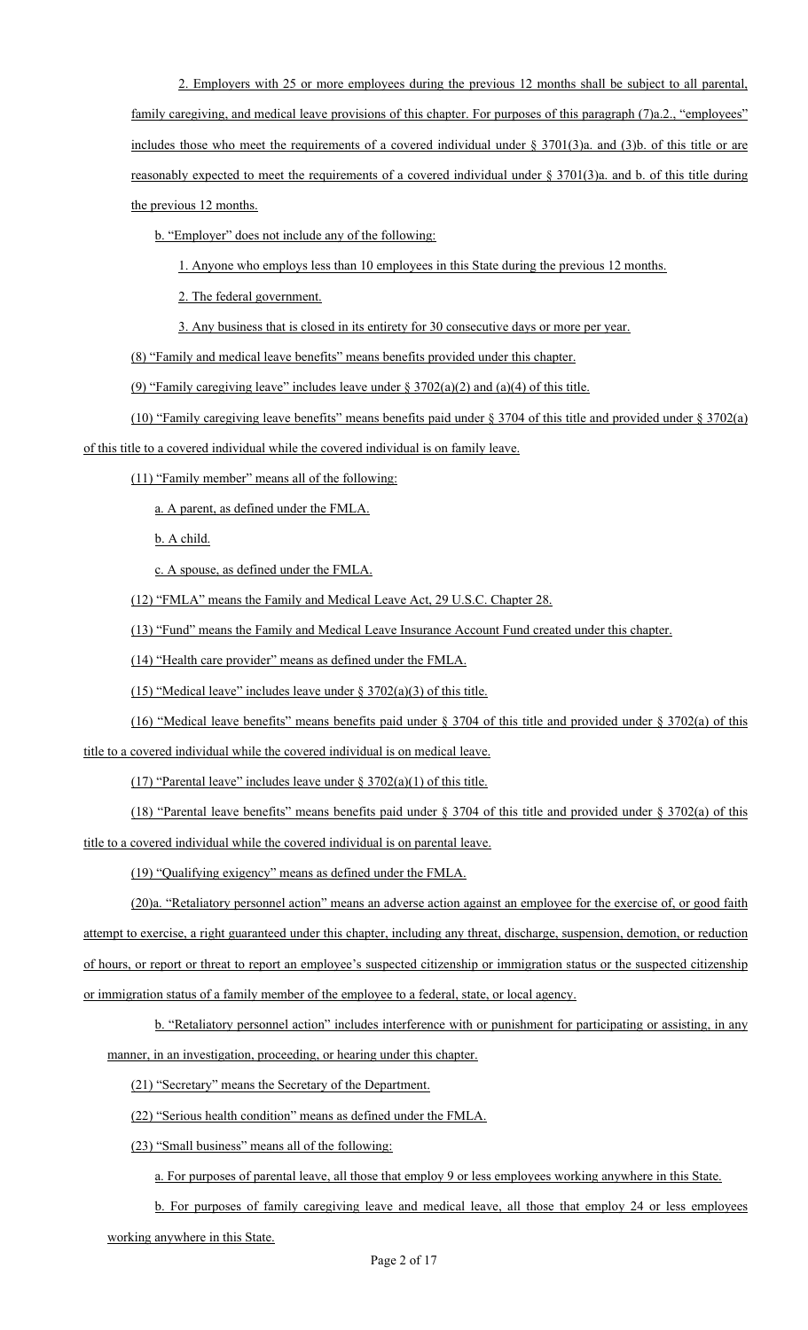2. Employers with 25 or more employees during the previous 12 months shall be subject to all parental, family caregiving, and medical leave provisions of this chapter. For purposes of this paragraph (7)a.2., "employees" includes those who meet the requirements of a covered individual under § 3701(3)a. and (3)b. of this title or are reasonably expected to meet the requirements of a covered individual under § 3701(3)a. and b. of this title during the previous 12 months.

b. "Employer" does not include any of the following:

1. Anyone who employs less than 10 employees in this State during the previous 12 months.

2. The federal government.

3. Any business that is closed in its entirety for 30 consecutive days or more per year.

(8) "Family and medical leave benefits" means benefits provided under this chapter.

(9) "Family caregiving leave" includes leave under § 3702(a)(2) and (a)(4) of this title.

(10) "Family caregiving leave benefits" means benefits paid under § 3704 of this title and provided under § 3702(a) of this title to a covered individual while the covered individual is on family leave.

(11) "Family member" means all of the following:

a. A parent, as defined under the FMLA.

b. A child.

c. A spouse, as defined under the FMLA.

(12) "FMLA" means the Family and Medical Leave Act, 29 U.S.C. Chapter 28.

(13) "Fund" means the Family and Medical Leave Insurance Account Fund created under this chapter.

(14) "Health care provider" means as defined under the FMLA.

(15) "Medical leave" includes leave under § 3702(a)(3) of this title.

(16) "Medical leave benefits" means benefits paid under § 3704 of this title and provided under § 3702(a) of this title to a covered individual while the covered individual is on medical leave.

(17) "Parental leave" includes leave under § 3702(a)(1) of this title.

(18) "Parental leave benefits" means benefits paid under § 3704 of this title and provided under § 3702(a) of this title to a covered individual while the covered individual is on parental leave.

(19) "Qualifying exigency" means as defined under the FMLA.

(20)a. "Retaliatory personnel action" means an adverse action against an employee for the exercise of, or good faith attempt to exercise, a right guaranteed under this chapter, including any threat, discharge, suspension, demotion, or reduction of hours, or report or threat to report an employee's suspected citizenship or immigration status or the suspected citizenship or immigration status of a family member of the employee to a federal, state, or local agency.

b. "Retaliatory personnel action" includes interference with or punishment for participating or assisting, in any manner, in an investigation, proceeding, or hearing under this chapter.

(21) "Secretary" means the Secretary of the Department.

(22) "Serious health condition" means as defined under the FMLA.

(23) "Small business" means all of the following:

a. For purposes of parental leave, all those that employ 9 or less employees working anywhere in this State.

b. For purposes of family caregiving leave and medical leave, all those that employ 24 or less employees working anywhere in this State.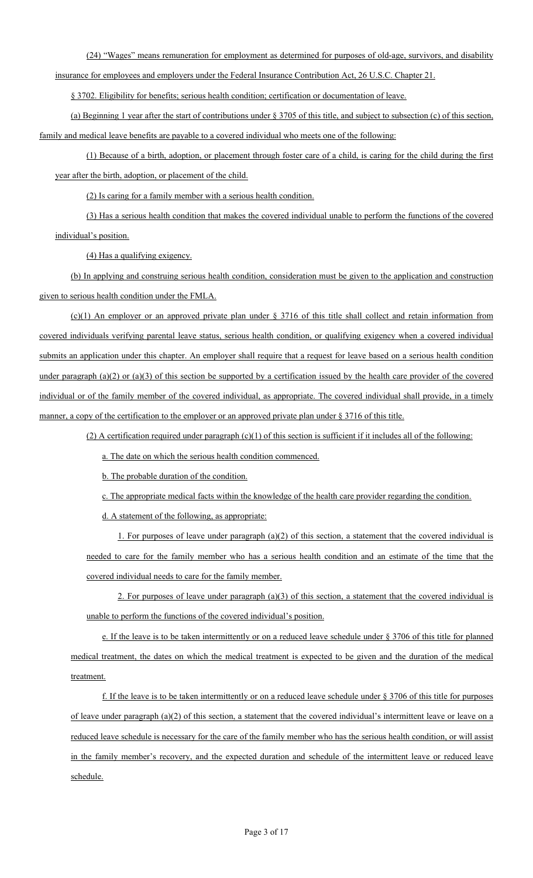(24) "Wages" means remuneration for employment as determined for purposes of old-age, survivors, and disability insurance for employees and employers under the Federal Insurance Contribution Act, 26 U.S.C. Chapter 21.

§ 3702. Eligibility for benefits; serious health condition; certification or documentation of leave.

(a) Beginning 1 year after the start of contributions under § 3705 of this title, and subject to subsection (c) of this section, family and medical leave benefits are payable to a covered individual who meets one of the following:

(1) Because of a birth, adoption, or placement through foster care of a child, is caring for the child during the first year after the birth, adoption, or placement of the child.

(2) Is caring for a family member with a serious health condition.

(3) Has a serious health condition that makes the covered individual unable to perform the functions of the covered individual's position.

(4) Has a qualifying exigency.

(b) In applying and construing serious health condition, consideration must be given to the application and construction given to serious health condition under the FMLA.

(c)(1) An employer or an approved private plan under § 3716 of this title shall collect and retain information from covered individuals verifying parental leave status, serious health condition, or qualifying exigency when a covered individual submits an application under this chapter. An employer shall require that a request for leave based on a serious health condition under paragraph (a)(2) or (a)(3) of this section be supported by a certification issued by the health care provider of the covered individual or of the family member of the covered individual, as appropriate. The covered individual shall provide, in a timely manner, a copy of the certification to the employer or an approved private plan under § 3716 of this title.

(2) A certification required under paragraph (c)(1) of this section is sufficient if it includes all of the following:

a. The date on which the serious health condition commenced.

b. The probable duration of the condition.

c. The appropriate medical facts within the knowledge of the health care provider regarding the condition.

d. A statement of the following, as appropriate:

1. For purposes of leave under paragraph (a)(2) of this section, a statement that the covered individual is needed to care for the family member who has a serious health condition and an estimate of the time that the covered individual needs to care for the family member.

2. For purposes of leave under paragraph (a)(3) of this section, a statement that the covered individual is unable to perform the functions of the covered individual's position.

e. If the leave is to be taken intermittently or on a reduced leave schedule under § 3706 of this title for planned medical treatment, the dates on which the medical treatment is expected to be given and the duration of the medical treatment.

f. If the leave is to be taken intermittently or on a reduced leave schedule under § 3706 of this title for purposes of leave under paragraph (a)(2) of this section, a statement that the covered individual's intermittent leave or leave on a reduced leave schedule is necessary for the care of the family member who has the serious health condition, or will assist in the family member's recovery, and the expected duration and schedule of the intermittent leave or reduced leave schedule.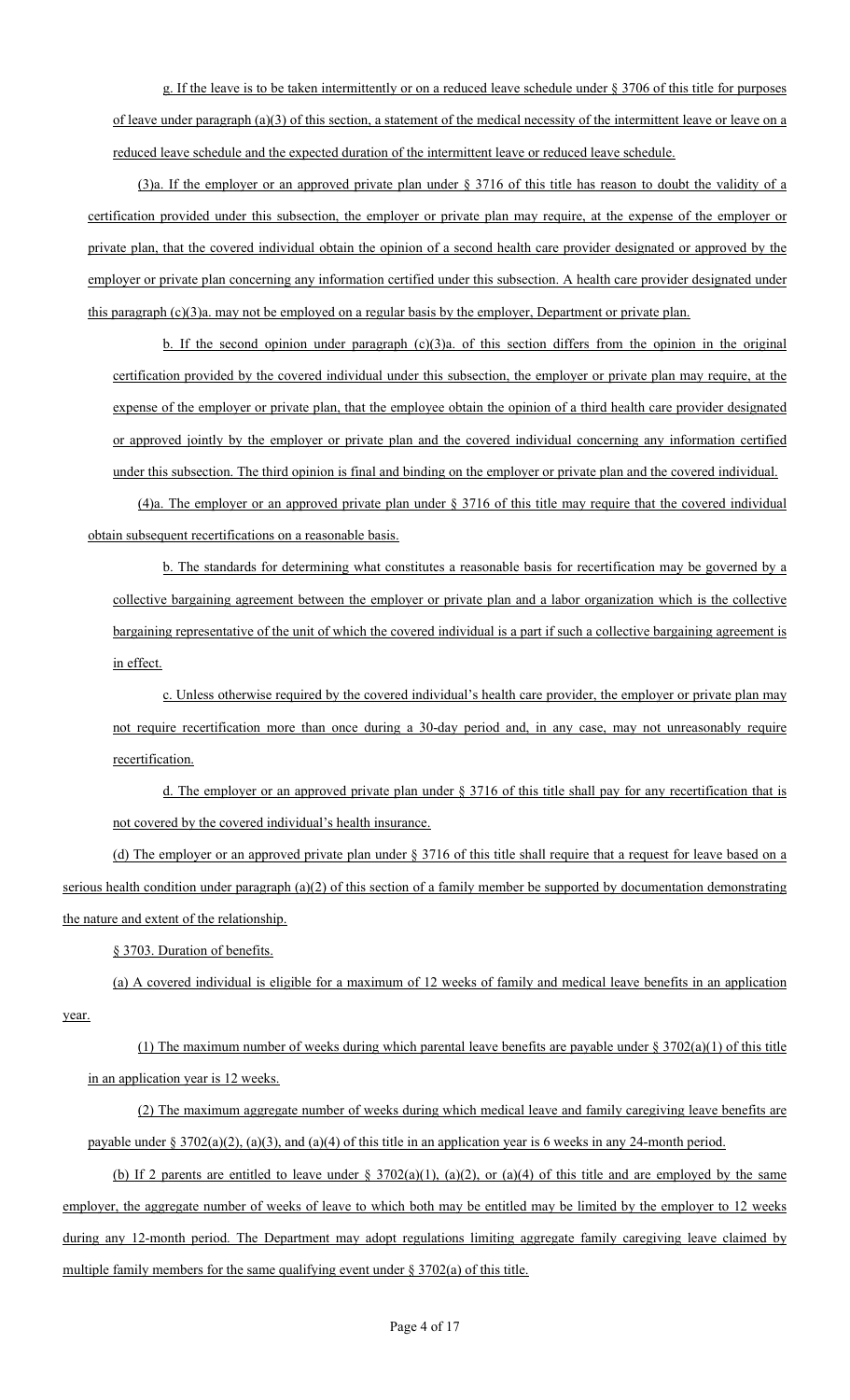g. If the leave is to be taken intermittently or on a reduced leave schedule under § 3706 of this title for purposes of leave under paragraph (a)(3) of this section, a statement of the medical necessity of the intermittent leave or leave on a reduced leave schedule and the expected duration of the intermittent leave or reduced leave schedule.

(3)a. If the employer or an approved private plan under § 3716 of this title has reason to doubt the validity of a certification provided under this subsection, the employer or private plan may require, at the expense of the employer or private plan, that the covered individual obtain the opinion of a second health care provider designated or approved by the employer or private plan concerning any information certified under this subsection. A health care provider designated under this paragraph (c)(3)a. may not be employed on a regular basis by the employer, Department or private plan.

b. If the second opinion under paragraph (c)(3)a. of this section differs from the opinion in the original certification provided by the covered individual under this subsection, the employer or private plan may require, at the expense of the employer or private plan, that the employee obtain the opinion of a third health care provider designated or approved jointly by the employer or private plan and the covered individual concerning any information certified under this subsection. The third opinion is final and binding on the employer or private plan and the covered individual.

(4)a. The employer or an approved private plan under § 3716 of this title may require that the covered individual obtain subsequent recertifications on a reasonable basis.

b. The standards for determining what constitutes a reasonable basis for recertification may be governed by a collective bargaining agreement between the employer or private plan and a labor organization which is the collective bargaining representative of the unit of which the covered individual is a part if such a collective bargaining agreement is in effect.

c. Unless otherwise required by the covered individual's health care provider, the employer or private plan may not require recertification more than once during a 30-day period and, in any case, may not unreasonably require recertification.

d. The employer or an approved private plan under § 3716 of this title shall pay for any recertification that is not covered by the covered individual's health insurance.

(d) The employer or an approved private plan under § 3716 of this title shall require that a request for leave based on a serious health condition under paragraph (a)(2) of this section of a family member be supported by documentation demonstrating the nature and extent of the relationship.

§ 3703. Duration of benefits.

(a) A covered individual is eligible for a maximum of 12 weeks of family and medical leave benefits in an application year.

(1) The maximum number of weeks during which parental leave benefits are payable under § 3702(a)(1) of this title in an application year is 12 weeks.

(2) The maximum aggregate number of weeks during which medical leave and family caregiving leave benefits are payable under § 3702(a)(2), (a)(3), and (a)(4) of this title in an application year is 6 weeks in any 24-month period.

(b) If 2 parents are entitled to leave under § 3702(a)(1), (a)(2), or (a)(4) of this title and are employed by the same employer, the aggregate number of weeks of leave to which both may be entitled may be limited by the employer to 12 weeks during any 12-month period. The Department may adopt regulations limiting aggregate family caregiving leave claimed by multiple family members for the same qualifying event under § 3702(a) of this title.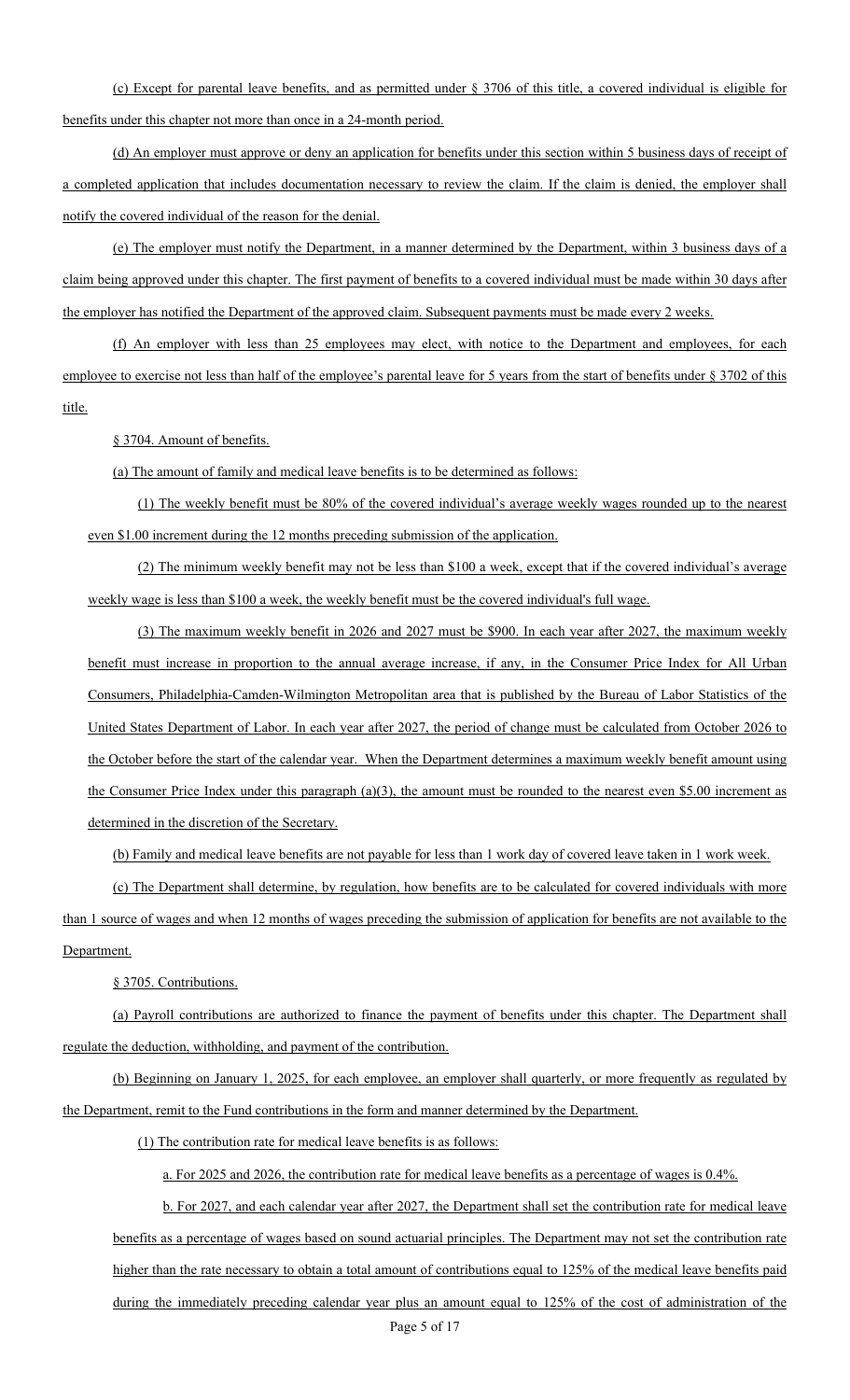(c) Except for parental leave benefits, and as permitted under § 3706 of this title, a covered individual is eligible for benefits under this chapter not more than once in a 24-month period.

(d) An employer must approve or deny an application for benefits under this section within 5 business days of receipt of a completed application that includes documentation necessary to review the claim. If the claim is denied, the employer shall notify the covered individual of the reason for the denial.

(e) The employer must notify the Department, in a manner determined by the Department, within 3 business days of a claim being approved under this chapter. The first payment of benefits to a covered individual must be made within 30 days after the employer has notified the Department of the approved claim. Subsequent payments must be made every 2 weeks.

(f) An employer with less than 25 employees may elect, with notice to the Department and employees, for each employee to exercise not less than half of the employee's parental leave for 5 years from the start of benefits under § 3702 of this title.

§ 3704. Amount of benefits.

(a) The amount of family and medical leave benefits is to be determined as follows:

(1) The weekly benefit must be 80% of the covered individual's average weekly wages rounded up to the nearest even $1.00 increment during the 12 months preceding submission of the application.

(2) The minimum weekly benefit may not be less than $100 a week, except that if the covered individual's average weekly wage is less than $100 a week, the weekly benefit must be the covered individual's full wage.

(3) The maximum weekly benefit in 2026 and 2027 must be $900. In each year after 2027, the maximum weekly benefit must increase in proportion to the annual average increase, if any, in the Consumer Price Index for All Urban Consumers, Philadelphia-Camden-Wilmington Metropolitan area that is published by the Bureau of Labor Statistics of the United States Department of Labor. In each year after 2027, the period of change must be calculated from October 2026 to the October before the start of the calendar year. When the Department determines a maximum weekly benefit amount using the Consumer Price Index under this paragraph (a)(3), the amount must be rounded to the nearest even $5.00 increment as determined in the discretion of the Secretary.

(b) Family and medical leave benefits are not payable for less than 1 work day of covered leave taken in 1 work week.

(c) The Department shall determine, by regulation, how benefits are to be calculated for covered individuals with more than 1 source of wages and when 12 months of wages preceding the submission of application for benefits are not available to the Department.

§ 3705. Contributions.

(a) Payroll contributions are authorized to finance the payment of benefits under this chapter. The Department shall regulate the deduction, withholding, and payment of the contribution.

(b) Beginning on January 1, 2025, for each employee, an employer shall quarterly, or more frequently as regulated by the Department, remit to the Fund contributions in the form and manner determined by the Department.

(1) The contribution rate for medical leave benefits is as follows:

a. For 2025 and 2026, the contribution rate for medical leave benefits as a percentage of wages is 0.4%.

b. For 2027, and each calendar year after 2027, the Department shall set the contribution rate for medical leave benefits as a percentage of wages based on sound actuarial principles. The Department may not set the contribution rate higher than the rate necessary to obtain a total amount of contributions equal to 125% of the medical leave benefits paid during the immediately preceding calendar year plus an amount equal to 125% of the cost of administration of the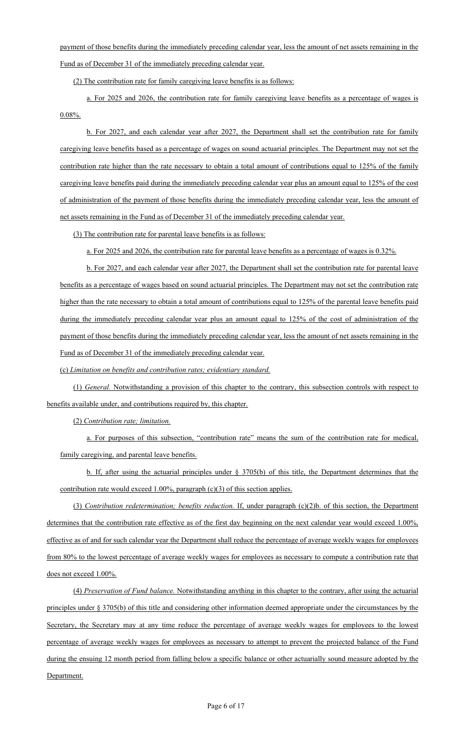payment of those benefits during the immediately preceding calendar year, less the amount of net assets remaining in the Fund as of December 31 of the immediately preceding calendar year.

(2) The contribution rate for family caregiving leave benefits is as follows:

a. For 2025 and 2026, the contribution rate for family caregiving leave benefits as a percentage of wages is 0.08%.

b. For 2027, and each calendar year after 2027, the Department shall set the contribution rate for family caregiving leave benefits based as a percentage of wages on sound actuarial principles. The Department may not set the contribution rate higher than the rate necessary to obtain a total amount of contributions equal to 125% of the family caregiving leave benefits paid during the immediately preceding calendar year plus an amount equal to 125% of the cost of administration of the payment of those benefits during the immediately preceding calendar year, less the amount of net assets remaining in the Fund as of December 31 of the immediately preceding calendar year.

(3) The contribution rate for parental leave benefits is as follows:

a. For 2025 and 2026, the contribution rate for parental leave benefits as a percentage of wages is 0.32%.

b. For 2027, and each calendar year after 2027, the Department shall set the contribution rate for parental leave benefits as a percentage of wages based on sound actuarial principles. The Department may not set the contribution rate higher than the rate necessary to obtain a total amount of contributions equal to 125% of the parental leave benefits paid during the immediately preceding calendar year plus an amount equal to 125% of the cost of administration of the payment of those benefits during the immediately preceding calendar year, less the amount of net assets remaining in the Fund as of December 31 of the immediately preceding calendar year.

(c) *Limitation on benefits and contribution rates; evidentiary standard.*

(1) *General.* Notwithstanding a provision of this chapter to the contrary, this subsection controls with respect to benefits available under, and contributions required by, this chapter.

(2) *Contribution rate; limitation.*

a. For purposes of this subsection, "contribution rate" means the sum of the contribution rate for medical, family caregiving, and parental leave benefits.

b. If, after using the actuarial principles under § 3705(b) of this title, the Department determines that the contribution rate would exceed 1.00%, paragraph (c)(3) of this section applies.

(3) *Contribution redetermination; benefits reduction.* If, under paragraph (c)(2)b. of this section, the Department determines that the contribution rate effective as of the first day beginning on the next calendar year would exceed 1.00%, effective as of and for such calendar year the Department shall reduce the percentage of average weekly wages for employees from 80% to the lowest percentage of average weekly wages for employees as necessary to compute a contribution rate that does not exceed 1.00%.

(4) *Preservation of Fund balance.* Notwithstanding anything in this chapter to the contrary, after using the actuarial principles under § 3705(b) of this title and considering other information deemed appropriate under the circumstances by the Secretary, the Secretary may at any time reduce the percentage of average weekly wages for employees to the lowest percentage of average weekly wages for employees as necessary to attempt to prevent the projected balance of the Fund during the ensuing 12 month period from falling below a specific balance or other actuarially sound measure adopted by the Department.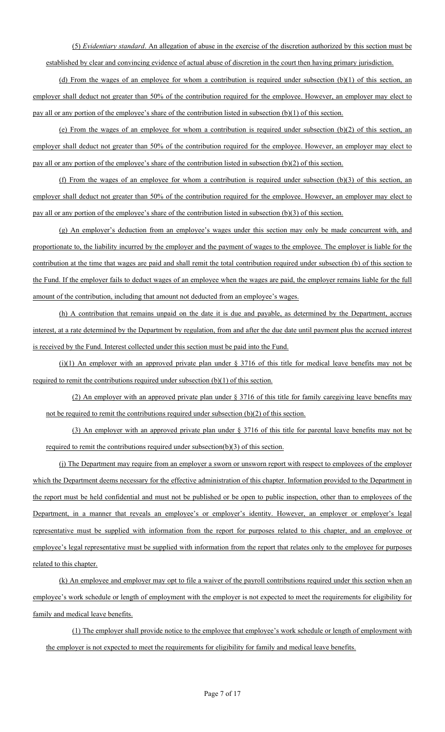(5) *Evidentiary standard*. An allegation of abuse in the exercise of the discretion authorized by this section must be established by clear and convincing evidence of actual abuse of discretion in the court then having primary jurisdiction.

(d) From the wages of an employee for whom a contribution is required under subsection (b)(1) of this section, an employer shall deduct not greater than 50% of the contribution required for the employee. However, an employer may elect to pay all or any portion of the employee's share of the contribution listed in subsection (b)(1) of this section.

(e) From the wages of an employee for whom a contribution is required under subsection (b)(2) of this section, an employer shall deduct not greater than 50% of the contribution required for the employee. However, an employer may elect to pay all or any portion of the employee's share of the contribution listed in subsection (b)(2) of this section.

(f) From the wages of an employee for whom a contribution is required under subsection (b)(3) of this section, an employer shall deduct not greater than 50% of the contribution required for the employee. However, an employer may elect to pay all or any portion of the employee's share of the contribution listed in subsection (b)(3) of this section.

(g) An employer's deduction from an employee's wages under this section may only be made concurrent with, and proportionate to, the liability incurred by the employer and the payment of wages to the employee. The employer is liable for the contribution at the time that wages are paid and shall remit the total contribution required under subsection (b) of this section to the Fund. If the employer fails to deduct wages of an employee when the wages are paid, the employer remains liable for the full amount of the contribution, including that amount not deducted from an employee's wages.

(h) A contribution that remains unpaid on the date it is due and payable, as determined by the Department, accrues interest, at a rate determined by the Department by regulation, from and after the due date until payment plus the accrued interest is received by the Fund. Interest collected under this section must be paid into the Fund.

(i)(1) An employer with an approved private plan under § 3716 of this title for medical leave benefits may not be required to remit the contributions required under subsection (b)(1) of this section.

(2) An employer with an approved private plan under § 3716 of this title for family caregiving leave benefits may not be required to remit the contributions required under subsection (b)(2) of this section.

(3) An employer with an approved private plan under § 3716 of this title for parental leave benefits may not be required to remit the contributions required under subsection(b)(3) of this section.

(j) The Department may require from an employer a sworn or unsworn report with respect to employees of the employer which the Department deems necessary for the effective administration of this chapter. Information provided to the Department in the report must be held confidential and must not be published or be open to public inspection, other than to employees of the Department, in a manner that reveals an employee's or employer's identity. However, an employer or employer's legal representative must be supplied with information from the report for purposes related to this chapter, and an employee or employee's legal representative must be supplied with information from the report that relates only to the employee for purposes related to this chapter.

(k) An employee and employer may opt to file a waiver of the payroll contributions required under this section when an employee's work schedule or length of employment with the employer is not expected to meet the requirements for eligibility for family and medical leave benefits.

(1) The employer shall provide notice to the employee that employee's work schedule or length of employment with the employer is not expected to meet the requirements for eligibility for family and medical leave benefits.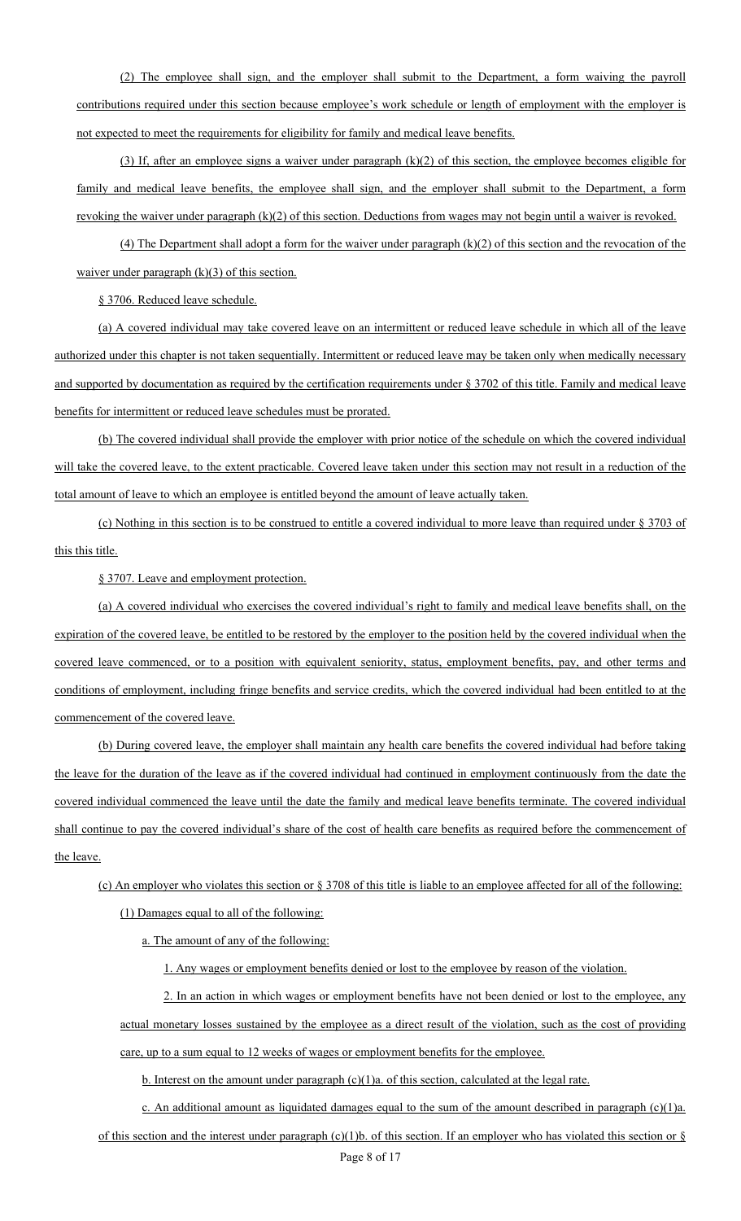(2) The employee shall sign, and the employer shall submit to the Department, a form waiving the payroll contributions required under this section because employee's work schedule or length of employment with the employer is not expected to meet the requirements for eligibility for family and medical leave benefits.

(3) If, after an employee signs a waiver under paragraph (k)(2) of this section, the employee becomes eligible for family and medical leave benefits, the employee shall sign, and the employer shall submit to the Department, a form revoking the waiver under paragraph (k)(2) of this section. Deductions from wages may not begin until a waiver is revoked.

(4) The Department shall adopt a form for the waiver under paragraph (k)(2) of this section and the revocation of the waiver under paragraph (k)(3) of this section.

§ 3706. Reduced leave schedule.

(a) A covered individual may take covered leave on an intermittent or reduced leave schedule in which all of the leave authorized under this chapter is not taken sequentially. Intermittent or reduced leave may be taken only when medically necessary and supported by documentation as required by the certification requirements under § 3702 of this title. Family and medical leave benefits for intermittent or reduced leave schedules must be prorated.

(b) The covered individual shall provide the employer with prior notice of the schedule on which the covered individual will take the covered leave, to the extent practicable. Covered leave taken under this section may not result in a reduction of the total amount of leave to which an employee is entitled beyond the amount of leave actually taken.

(c) Nothing in this section is to be construed to entitle a covered individual to more leave than required under § 3703 of this this title.

§ 3707. Leave and employment protection.

(a) A covered individual who exercises the covered individual's right to family and medical leave benefits shall, on the expiration of the covered leave, be entitled to be restored by the employer to the position held by the covered individual when the covered leave commenced, or to a position with equivalent seniority, status, employment benefits, pay, and other terms and conditions of employment, including fringe benefits and service credits, which the covered individual had been entitled to at the commencement of the covered leave.

(b) During covered leave, the employer shall maintain any health care benefits the covered individual had before taking the leave for the duration of the leave as if the covered individual had continued in employment continuously from the date the covered individual commenced the leave until the date the family and medical leave benefits terminate. The covered individual shall continue to pay the covered individual's share of the cost of health care benefits as required before the commencement of the leave.

(c) An employer who violates this section or § 3708 of this title is liable to an employee affected for all of the following:

(1) Damages equal to all of the following:

a. The amount of any of the following:

1. Any wages or employment benefits denied or lost to the employee by reason of the violation.

2. In an action in which wages or employment benefits have not been denied or lost to the employee, any actual monetary losses sustained by the employee as a direct result of the violation, such as the cost of providing care, up to a sum equal to 12 weeks of wages or employment benefits for the employee.

b. Interest on the amount under paragraph (c)(1)a. of this section, calculated at the legal rate.

c. An additional amount as liquidated damages equal to the sum of the amount described in paragraph (c)(1)a. of this section and the interest under paragraph (c)(1)b. of this section. If an employer who has violated this section or §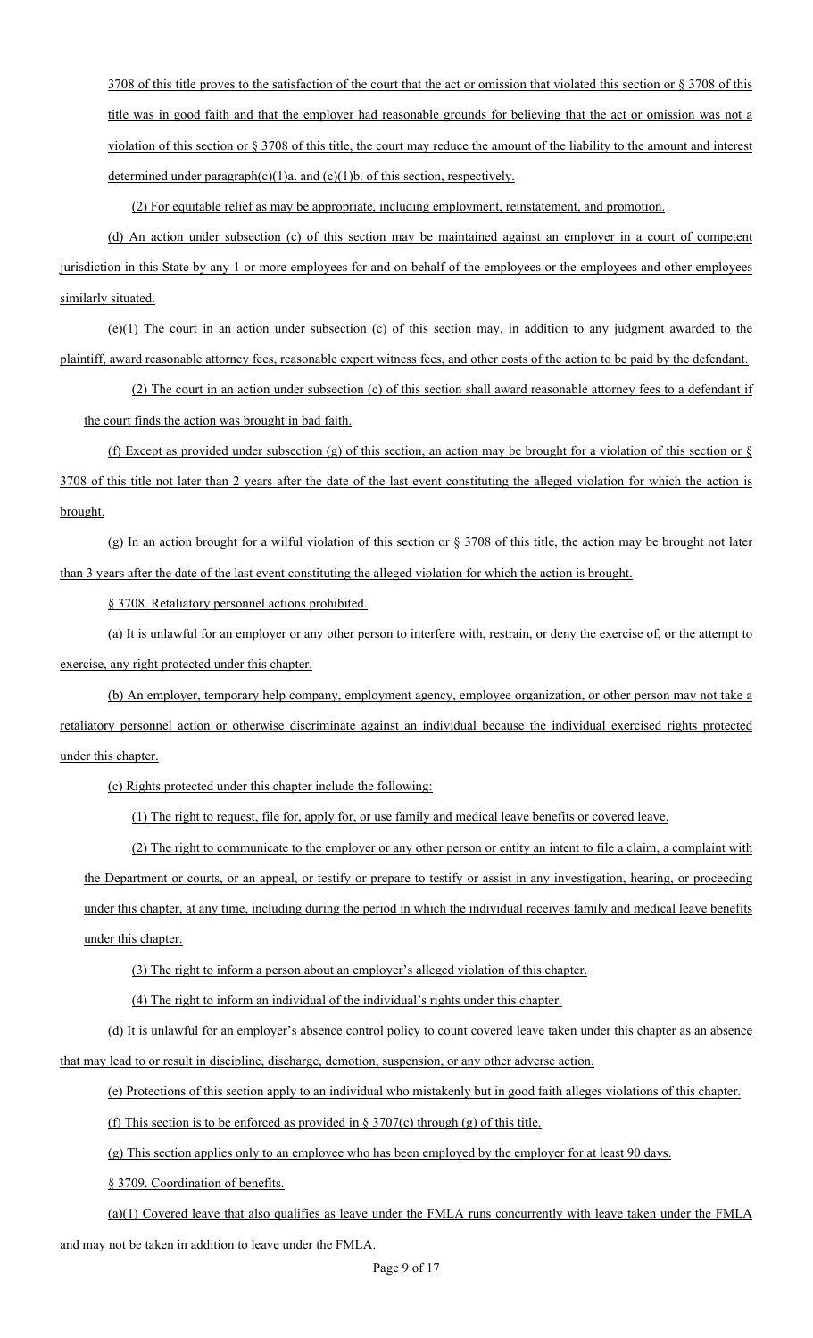3708 of this title proves to the satisfaction of the court that the act or omission that violated this section or § 3708 of this title was in good faith and that the employer had reasonable grounds for believing that the act or omission was not a violation of this section or § 3708 of this title, the court may reduce the amount of the liability to the amount and interest determined under paragraph(c)(1)a. and (c)(1)b. of this section, respectively.

(2) For equitable relief as may be appropriate, including employment, reinstatement, and promotion.

(d) An action under subsection (c) of this section may be maintained against an employer in a court of competent jurisdiction in this State by any 1 or more employees for and on behalf of the employees or the employees and other employees similarly situated.

(e)(1) The court in an action under subsection (c) of this section may, in addition to any judgment awarded to the plaintiff, award reasonable attorney fees, reasonable expert witness fees, and other costs of the action to be paid by the defendant.

(2) The court in an action under subsection (c) of this section shall award reasonable attorney fees to a defendant if the court finds the action was brought in bad faith.

(f) Except as provided under subsection (g) of this section, an action may be brought for a violation of this section or § 3708 of this title not later than 2 years after the date of the last event constituting the alleged violation for which the action is brought.

(g) In an action brought for a wilful violation of this section or § 3708 of this title, the action may be brought not later than 3 years after the date of the last event constituting the alleged violation for which the action is brought.

§ 3708. Retaliatory personnel actions prohibited.

(a) It is unlawful for an employer or any other person to interfere with, restrain, or deny the exercise of, or the attempt to exercise, any right protected under this chapter.

(b) An employer, temporary help company, employment agency, employee organization, or other person may not take a retaliatory personnel action or otherwise discriminate against an individual because the individual exercised rights protected under this chapter.

(c) Rights protected under this chapter include the following:

(1) The right to request, file for, apply for, or use family and medical leave benefits or covered leave.

(2) The right to communicate to the employer or any other person or entity an intent to file a claim, a complaint with the Department or courts, or an appeal, or testify or prepare to testify or assist in any investigation, hearing, or proceeding under this chapter, at any time, including during the period in which the individual receives family and medical leave benefits under this chapter.

(3) The right to inform a person about an employer's alleged violation of this chapter.

(4) The right to inform an individual of the individual's rights under this chapter.

(d) It is unlawful for an employer's absence control policy to count covered leave taken under this chapter as an absence that may lead to or result in discipline, discharge, demotion, suspension, or any other adverse action.

(e) Protections of this section apply to an individual who mistakenly but in good faith alleges violations of this chapter.

(f) This section is to be enforced as provided in § 3707(c) through (g) of this title.

(g) This section applies only to an employee who has been employed by the employer for at least 90 days.

§ 3709. Coordination of benefits.

(a)(1) Covered leave that also qualifies as leave under the FMLA runs concurrently with leave taken under the FMLA and may not be taken in addition to leave under the FMLA.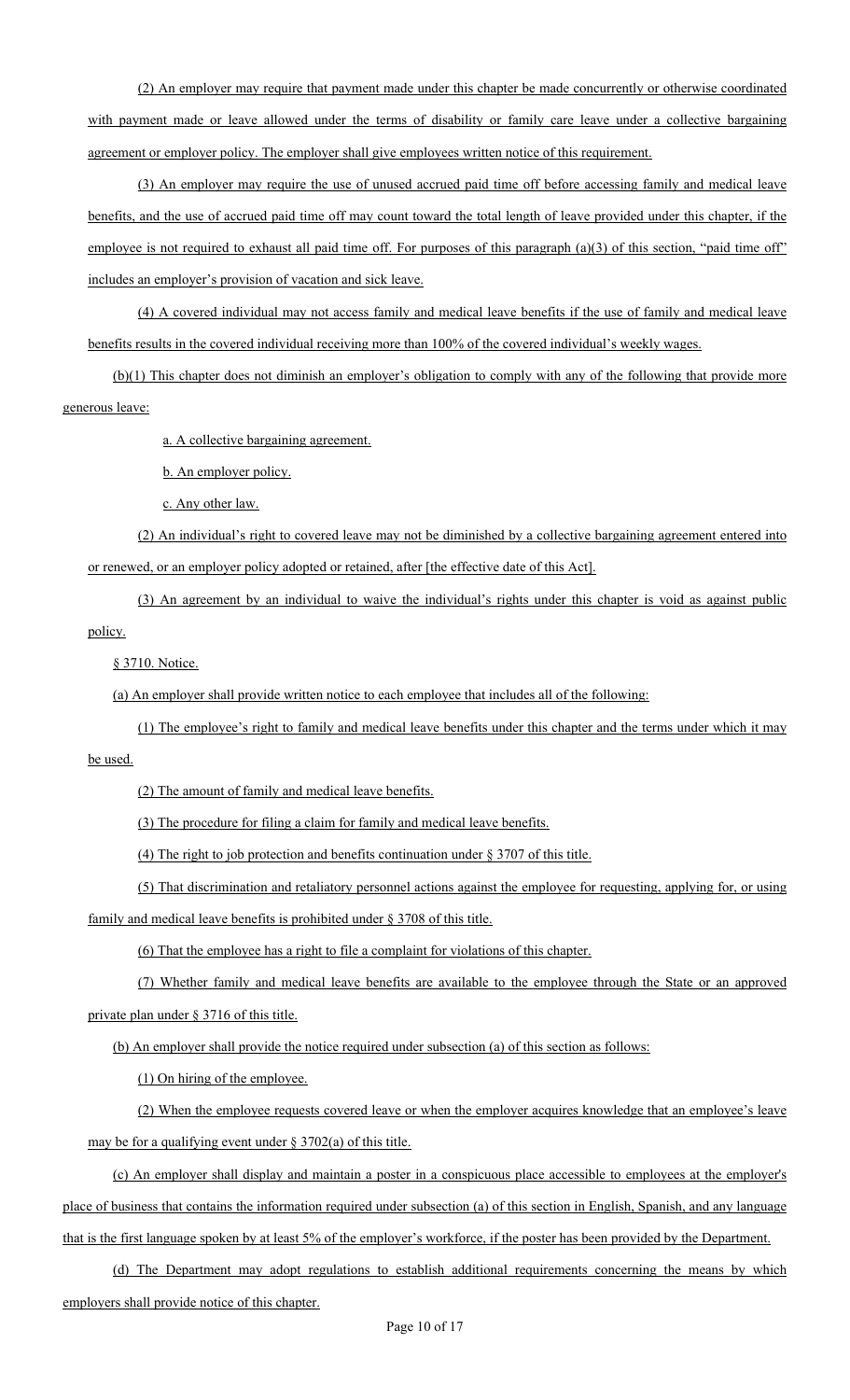(2) An employer may require that payment made under this chapter be made concurrently or otherwise coordinated with payment made or leave allowed under the terms of disability or family care leave under a collective bargaining agreement or employer policy. The employer shall give employees written notice of this requirement.

(3) An employer may require the use of unused accrued paid time off before accessing family and medical leave benefits, and the use of accrued paid time off may count toward the total length of leave provided under this chapter, if the employee is not required to exhaust all paid time off. For purposes of this paragraph (a)(3) of this section, "paid time off" includes an employer's provision of vacation and sick leave.

(4) A covered individual may not access family and medical leave benefits if the use of family and medical leave benefits results in the covered individual receiving more than 100% of the covered individual's weekly wages.

(b)(1) This chapter does not diminish an employer's obligation to comply with any of the following that provide more generous leave:

a. A collective bargaining agreement.

b. An employer policy.

c. Any other law.

(2) An individual's right to covered leave may not be diminished by a collective bargaining agreement entered into or renewed, or an employer policy adopted or retained, after [the effective date of this Act].

(3) An agreement by an individual to waive the individual's rights under this chapter is void as against public policy.

§ 3710. Notice.

(a) An employer shall provide written notice to each employee that includes all of the following:

(1) The employee's right to family and medical leave benefits under this chapter and the terms under which it may be used.

(2) The amount of family and medical leave benefits.

(3) The procedure for filing a claim for family and medical leave benefits.

(4) The right to job protection and benefits continuation under § 3707 of this title.

(5) That discrimination and retaliatory personnel actions against the employee for requesting, applying for, or using family and medical leave benefits is prohibited under § 3708 of this title.

(6) That the employee has a right to file a complaint for violations of this chapter.

(7) Whether family and medical leave benefits are available to the employee through the State or an approved private plan under § 3716 of this title.

(b) An employer shall provide the notice required under subsection (a) of this section as follows:

(1) On hiring of the employee.

(2) When the employee requests covered leave or when the employer acquires knowledge that an employee's leave may be for a qualifying event under § 3702(a) of this title.

(c) An employer shall display and maintain a poster in a conspicuous place accessible to employees at the employer's place of business that contains the information required under subsection (a) of this section in English, Spanish, and any language that is the first language spoken by at least 5% of the employer's workforce, if the poster has been provided by the Department.

(d) The Department may adopt regulations to establish additional requirements concerning the means by which employers shall provide notice of this chapter.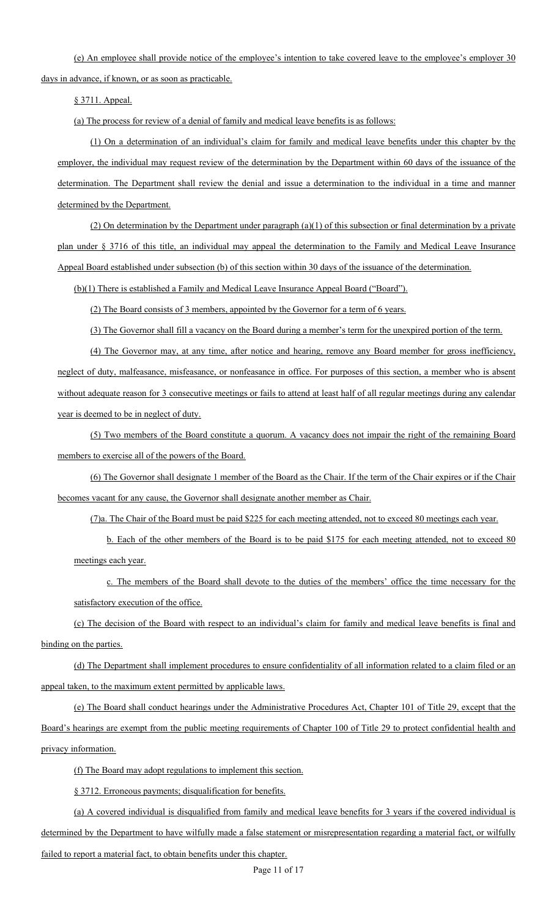(e) An employee shall provide notice of the employee's intention to take covered leave to the employee's employer 30 days in advance, if known, or as soon as practicable.

§ 3711. Appeal.

(a) The process for review of a denial of family and medical leave benefits is as follows:

(1) On a determination of an individual's claim for family and medical leave benefits under this chapter by the employer, the individual may request review of the determination by the Department within 60 days of the issuance of the determination. The Department shall review the denial and issue a determination to the individual in a time and manner determined by the Department.

(2) On determination by the Department under paragraph (a)(1) of this subsection or final determination by a private plan under § 3716 of this title, an individual may appeal the determination to the Family and Medical Leave Insurance Appeal Board established under subsection (b) of this section within 30 days of the issuance of the determination.

(b)(1) There is established a Family and Medical Leave Insurance Appeal Board ("Board").

(2) The Board consists of 3 members, appointed by the Governor for a term of 6 years.

(3) The Governor shall fill a vacancy on the Board during a member's term for the unexpired portion of the term.

(4) The Governor may, at any time, after notice and hearing, remove any Board member for gross inefficiency, neglect of duty, malfeasance, misfeasance, or nonfeasance in office. For purposes of this section, a member who is absent without adequate reason for 3 consecutive meetings or fails to attend at least half of all regular meetings during any calendar year is deemed to be in neglect of duty.

(5) Two members of the Board constitute a quorum. A vacancy does not impair the right of the remaining Board members to exercise all of the powers of the Board.

(6) The Governor shall designate 1 member of the Board as the Chair. If the term of the Chair expires or if the Chair becomes vacant for any cause, the Governor shall designate another member as Chair.

(7)a. The Chair of the Board must be paid $225 for each meeting attended, not to exceed 80 meetings each year.

b. Each of the other members of the Board is to be paid $175 for each meeting attended, not to exceed 80 meetings each year.

c. The members of the Board shall devote to the duties of the members' office the time necessary for the satisfactory execution of the office.

(c) The decision of the Board with respect to an individual's claim for family and medical leave benefits is final and binding on the parties.

(d) The Department shall implement procedures to ensure confidentiality of all information related to a claim filed or an appeal taken, to the maximum extent permitted by applicable laws.

(e) The Board shall conduct hearings under the Administrative Procedures Act, Chapter 101 of Title 29, except that the Board's hearings are exempt from the public meeting requirements of Chapter 100 of Title 29 to protect confidential health and privacy information.

(f) The Board may adopt regulations to implement this section.

§ 3712. Erroneous payments; disqualification for benefits.

(a) A covered individual is disqualified from family and medical leave benefits for 3 years if the covered individual is determined by the Department to have wilfully made a false statement or misrepresentation regarding a material fact, or wilfully failed to report a material fact, to obtain benefits under this chapter.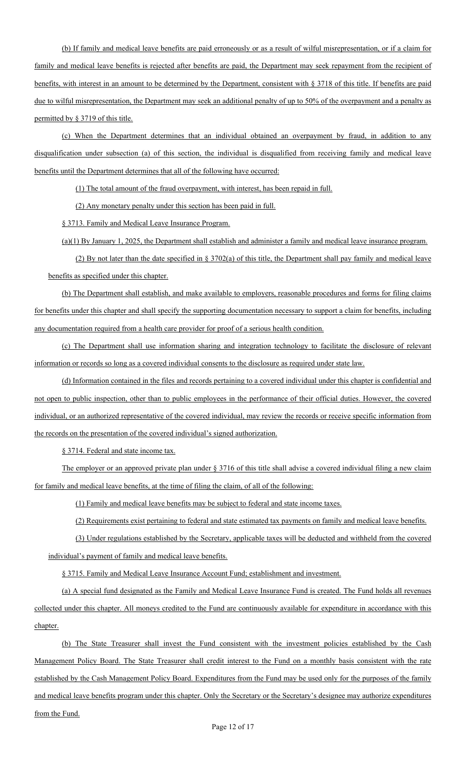(b) If family and medical leave benefits are paid erroneously or as a result of wilful misrepresentation, or if a claim for family and medical leave benefits is rejected after benefits are paid, the Department may seek repayment from the recipient of benefits, with interest in an amount to be determined by the Department, consistent with § 3718 of this title. If benefits are paid due to wilful misrepresentation, the Department may seek an additional penalty of up to 50% of the overpayment and a penalty as permitted by § 3719 of this title.

(c) When the Department determines that an individual obtained an overpayment by fraud, in addition to any disqualification under subsection (a) of this section, the individual is disqualified from receiving family and medical leave benefits until the Department determines that all of the following have occurred:

(1) The total amount of the fraud overpayment, with interest, has been repaid in full.

(2) Any monetary penalty under this section has been paid in full.

§ 3713. Family and Medical Leave Insurance Program.

(a)(1) By January 1, 2025, the Department shall establish and administer a family and medical leave insurance program.

(2) By not later than the date specified in § 3702(a) of this title, the Department shall pay family and medical leave benefits as specified under this chapter.

(b) The Department shall establish, and make available to employers, reasonable procedures and forms for filing claims for benefits under this chapter and shall specify the supporting documentation necessary to support a claim for benefits, including any documentation required from a health care provider for proof of a serious health condition.

(c) The Department shall use information sharing and integration technology to facilitate the disclosure of relevant information or records so long as a covered individual consents to the disclosure as required under state law.

(d) Information contained in the files and records pertaining to a covered individual under this chapter is confidential and not open to public inspection, other than to public employees in the performance of their official duties. However, the covered individual, or an authorized representative of the covered individual, may review the records or receive specific information from the records on the presentation of the covered individual's signed authorization.

§ 3714. Federal and state income tax.

The employer or an approved private plan under § 3716 of this title shall advise a covered individual filing a new claim for family and medical leave benefits, at the time of filing the claim, of all of the following:

(1) Family and medical leave benefits may be subject to federal and state income taxes.

(2) Requirements exist pertaining to federal and state estimated tax payments on family and medical leave benefits.

(3) Under regulations established by the Secretary, applicable taxes will be deducted and withheld from the covered individual's payment of family and medical leave benefits.

§ 3715. Family and Medical Leave Insurance Account Fund; establishment and investment.

(a) A special fund designated as the Family and Medical Leave Insurance Fund is created. The Fund holds all revenues collected under this chapter. All moneys credited to the Fund are continuously available for expenditure in accordance with this chapter.

(b) The State Treasurer shall invest the Fund consistent with the investment policies established by the Cash Management Policy Board. The State Treasurer shall credit interest to the Fund on a monthly basis consistent with the rate established by the Cash Management Policy Board. Expenditures from the Fund may be used only for the purposes of the family and medical leave benefits program under this chapter. Only the Secretary or the Secretary's designee may authorize expenditures from the Fund.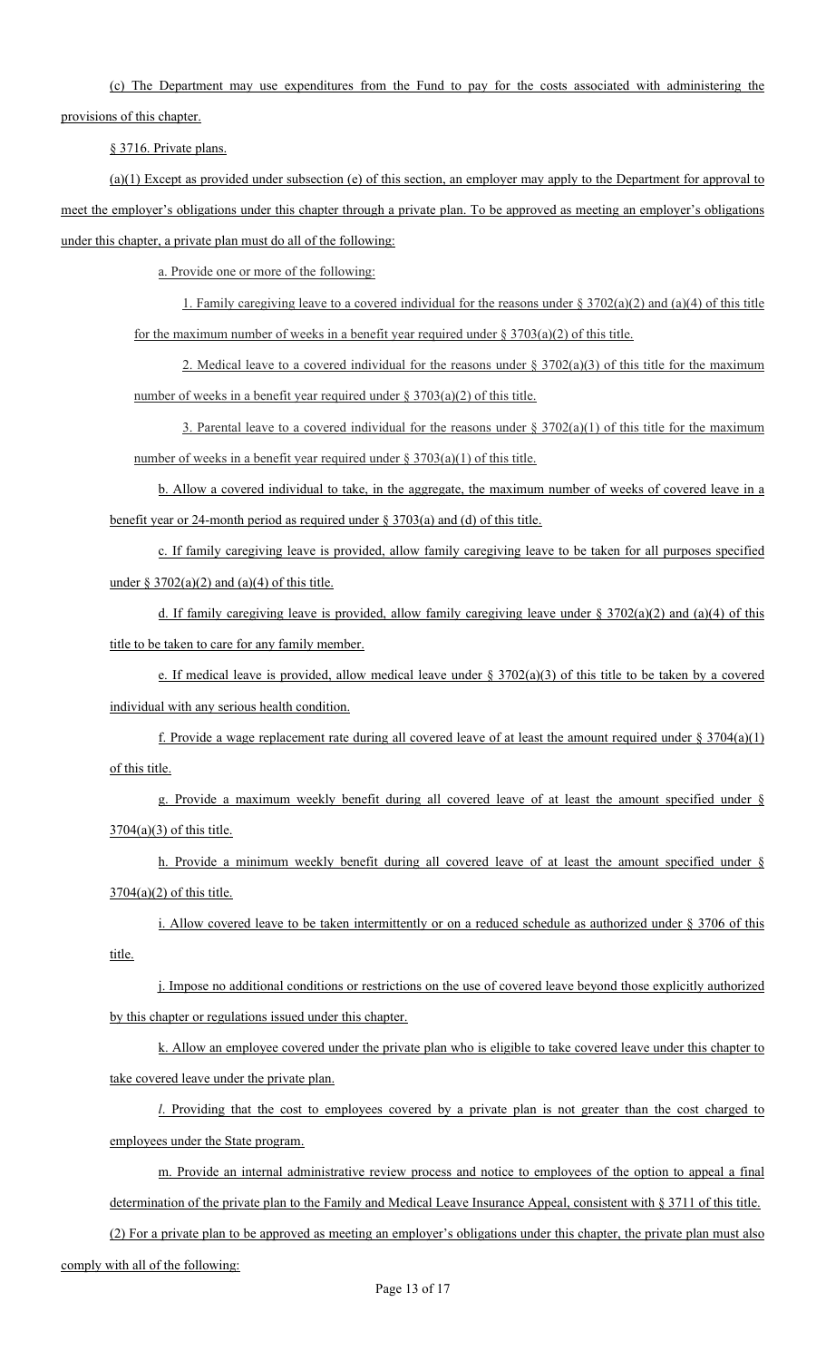(c) The Department may use expenditures from the Fund to pay for the costs associated with administering the provisions of this chapter.

§ 3716. Private plans.

(a)(1) Except as provided under subsection (e) of this section, an employer may apply to the Department for approval to meet the employer's obligations under this chapter through a private plan. To be approved as meeting an employer's obligations under this chapter, a private plan must do all of the following:

a. Provide one or more of the following:

1. Family caregiving leave to a covered individual for the reasons under § 3702(a)(2) and (a)(4) of this title for the maximum number of weeks in a benefit year required under § 3703(a)(2) of this title.

2. Medical leave to a covered individual for the reasons under § 3702(a)(3) of this title for the maximum number of weeks in a benefit year required under § 3703(a)(2) of this title.

3. Parental leave to a covered individual for the reasons under § 3702(a)(1) of this title for the maximum number of weeks in a benefit year required under § 3703(a)(1) of this title.

b. Allow a covered individual to take, in the aggregate, the maximum number of weeks of covered leave in a benefit year or 24-month period as required under § 3703(a) and (d) of this title.

c. If family caregiving leave is provided, allow family caregiving leave to be taken for all purposes specified under § 3702(a)(2) and (a)(4) of this title.

d. If family caregiving leave is provided, allow family caregiving leave under § 3702(a)(2) and (a)(4) of this title to be taken to care for any family member.

e. If medical leave is provided, allow medical leave under § 3702(a)(3) of this title to be taken by a covered individual with any serious health condition.

f. Provide a wage replacement rate during all covered leave of at least the amount required under § 3704(a)(1) of this title.

g. Provide a maximum weekly benefit during all covered leave of at least the amount specified under § 3704(a)(3) of this title.

h. Provide a minimum weekly benefit during all covered leave of at least the amount specified under § 3704(a)(2) of this title.

i. Allow covered leave to be taken intermittently or on a reduced schedule as authorized under § 3706 of this title.

j. Impose no additional conditions or restrictions on the use of covered leave beyond those explicitly authorized by this chapter or regulations issued under this chapter.

k. Allow an employee covered under the private plan who is eligible to take covered leave under this chapter to take covered leave under the private plan.

*l*. Providing that the cost to employees covered by a private plan is not greater than the cost charged to employees under the State program.

m. Provide an internal administrative review process and notice to employees of the option to appeal a final determination of the private plan to the Family and Medical Leave Insurance Appeal, consistent with § 3711 of this title.

(2) For a private plan to be approved as meeting an employer's obligations under this chapter, the private plan must also comply with all of the following: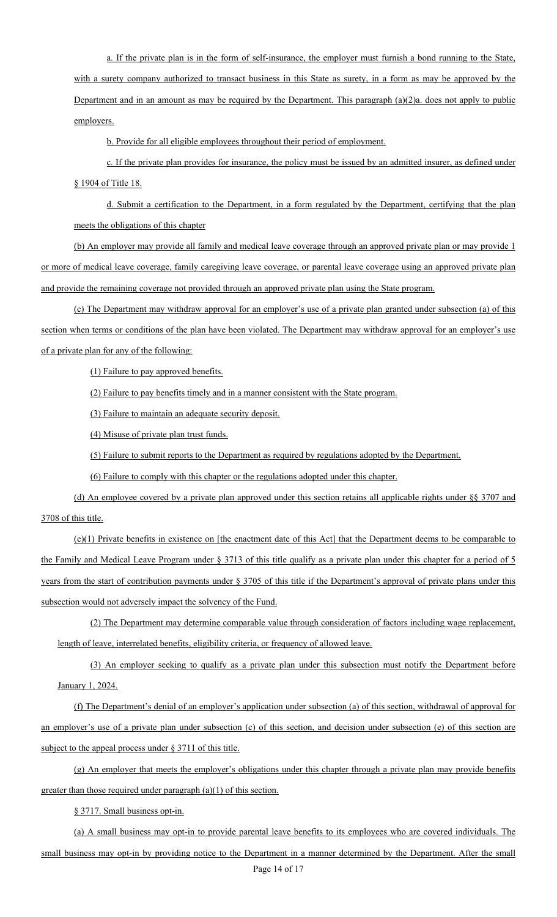a. If the private plan is in the form of self-insurance, the employer must furnish a bond running to the State, with a surety company authorized to transact business in this State as surety, in a form as may be approved by the Department and in an amount as may be required by the Department. This paragraph (a)(2)a. does not apply to public employers.

b. Provide for all eligible employees throughout their period of employment.

c. If the private plan provides for insurance, the policy must be issued by an admitted insurer, as defined under § 1904 of Title 18.

d. Submit a certification to the Department, in a form regulated by the Department, certifying that the plan meets the obligations of this chapter

(b) An employer may provide all family and medical leave coverage through an approved private plan or may provide 1 or more of medical leave coverage, family caregiving leave coverage, or parental leave coverage using an approved private plan and provide the remaining coverage not provided through an approved private plan using the State program.

(c) The Department may withdraw approval for an employer's use of a private plan granted under subsection (a) of this section when terms or conditions of the plan have been violated. The Department may withdraw approval for an employer's use of a private plan for any of the following:

(1) Failure to pay approved benefits.

(2) Failure to pay benefits timely and in a manner consistent with the State program.

(3) Failure to maintain an adequate security deposit.

(4) Misuse of private plan trust funds.

(5) Failure to submit reports to the Department as required by regulations adopted by the Department.

(6) Failure to comply with this chapter or the regulations adopted under this chapter.

(d) An employee covered by a private plan approved under this section retains all applicable rights under §§ 3707 and 3708 of this title.

(e)(1) Private benefits in existence on [the enactment date of this Act] that the Department deems to be comparable to the Family and Medical Leave Program under § 3713 of this title qualify as a private plan under this chapter for a period of 5 years from the start of contribution payments under § 3705 of this title if the Department's approval of private plans under this subsection would not adversely impact the solvency of the Fund.

(2) The Department may determine comparable value through consideration of factors including wage replacement, length of leave, interrelated benefits, eligibility criteria, or frequency of allowed leave.

(3) An employer seeking to qualify as a private plan under this subsection must notify the Department before January 1, 2024.

(f) The Department's denial of an employer's application under subsection (a) of this section, withdrawal of approval for an employer's use of a private plan under subsection (c) of this section, and decision under subsection (e) of this section are subject to the appeal process under § 3711 of this title.

(g) An employer that meets the employer's obligations under this chapter through a private plan may provide benefits greater than those required under paragraph (a)(1) of this section.

§ 3717. Small business opt-in.

(a) A small business may opt-in to provide parental leave benefits to its employees who are covered individuals. The small business may opt-in by providing notice to the Department in a manner determined by the Department. After the small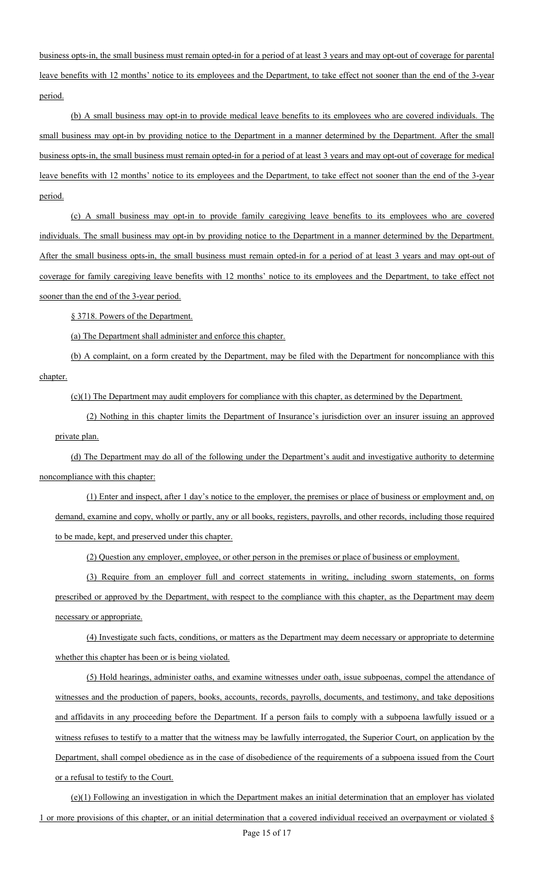business opts-in, the small business must remain opted-in for a period of at least 3 years and may opt-out of coverage for parental leave benefits with 12 months' notice to its employees and the Department, to take effect not sooner than the end of the 3-year period.

(b) A small business may opt-in to provide medical leave benefits to its employees who are covered individuals. The small business may opt-in by providing notice to the Department in a manner determined by the Department. After the small business opts-in, the small business must remain opted-in for a period of at least 3 years and may opt-out of coverage for medical leave benefits with 12 months' notice to its employees and the Department, to take effect not sooner than the end of the 3-year period.

(c) A small business may opt-in to provide family caregiving leave benefits to its employees who are covered individuals. The small business may opt-in by providing notice to the Department in a manner determined by the Department. After the small business opts-in, the small business must remain opted-in for a period of at least 3 years and may opt-out of coverage for family caregiving leave benefits with 12 months' notice to its employees and the Department, to take effect not sooner than the end of the 3-year period.

§ 3718. Powers of the Department.

(a) The Department shall administer and enforce this chapter.

(b) A complaint, on a form created by the Department, may be filed with the Department for noncompliance with this chapter.

(c)(1) The Department may audit employers for compliance with this chapter, as determined by the Department.

(2) Nothing in this chapter limits the Department of Insurance's jurisdiction over an insurer issuing an approved private plan.

(d) The Department may do all of the following under the Department's audit and investigative authority to determine noncompliance with this chapter:

(1) Enter and inspect, after 1 day's notice to the employer, the premises or place of business or employment and, on demand, examine and copy, wholly or partly, any or all books, registers, payrolls, and other records, including those required to be made, kept, and preserved under this chapter.

(2) Question any employer, employee, or other person in the premises or place of business or employment.

(3) Require from an employer full and correct statements in writing, including sworn statements, on forms prescribed or approved by the Department, with respect to the compliance with this chapter, as the Department may deem necessary or appropriate.

(4) Investigate such facts, conditions, or matters as the Department may deem necessary or appropriate to determine whether this chapter has been or is being violated.

(5) Hold hearings, administer oaths, and examine witnesses under oath, issue subpoenas, compel the attendance of witnesses and the production of papers, books, accounts, records, payrolls, documents, and testimony, and take depositions and affidavits in any proceeding before the Department. If a person fails to comply with a subpoena lawfully issued or a witness refuses to testify to a matter that the witness may be lawfully interrogated, the Superior Court, on application by the Department, shall compel obedience as in the case of disobedience of the requirements of a subpoena issued from the Court or a refusal to testify to the Court.

(e)(1) Following an investigation in which the Department makes an initial determination that an employer has violated 1 or more provisions of this chapter, or an initial determination that a covered individual received an overpayment or violated §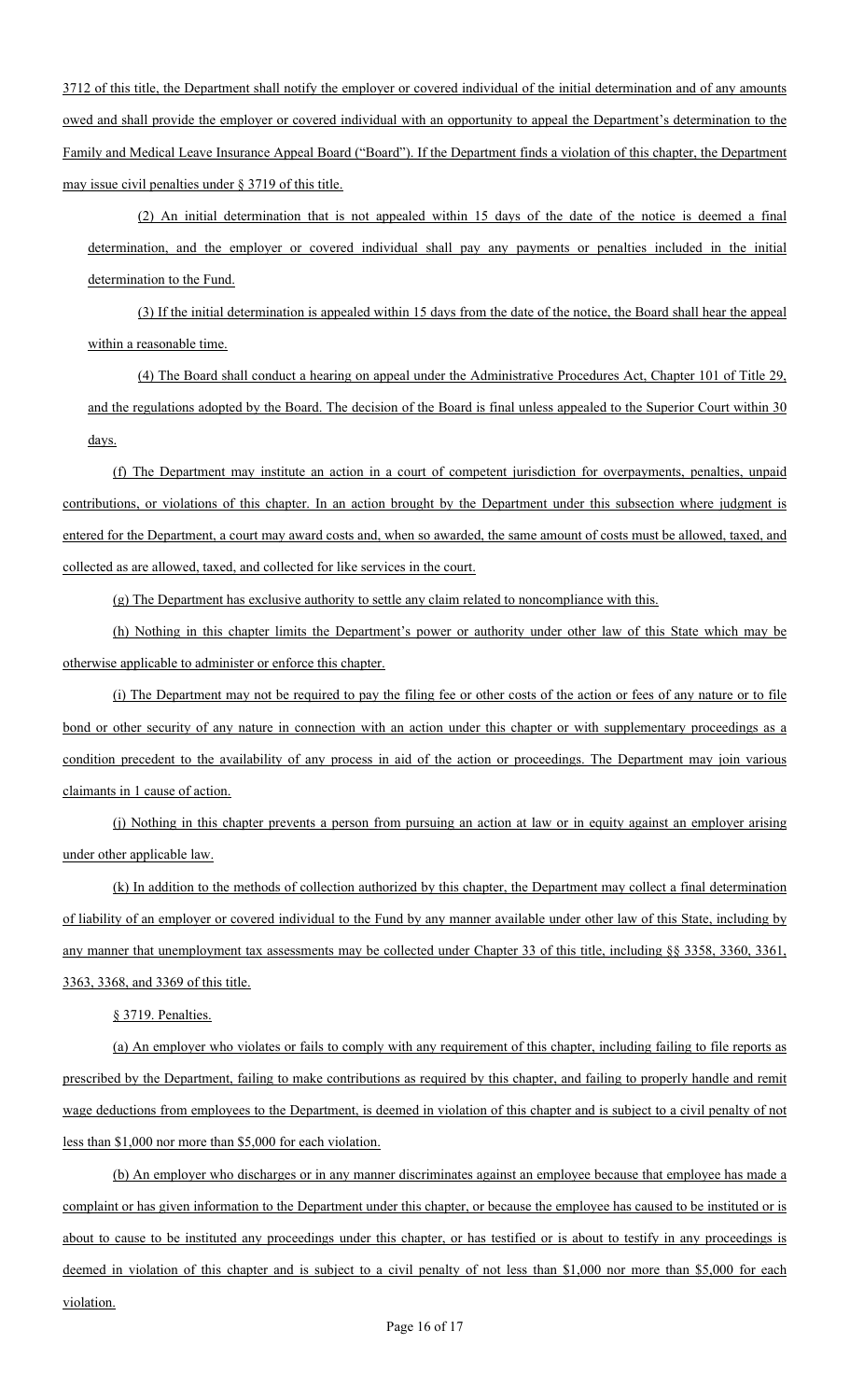3712 of this title, the Department shall notify the employer or covered individual of the initial determination and of any amounts owed and shall provide the employer or covered individual with an opportunity to appeal the Department's determination to the Family and Medical Leave Insurance Appeal Board ("Board"). If the Department finds a violation of this chapter, the Department may issue civil penalties under § 3719 of this title.

(2) An initial determination that is not appealed within 15 days of the date of the notice is deemed a final determination, and the employer or covered individual shall pay any payments or penalties included in the initial determination to the Fund.

(3) If the initial determination is appealed within 15 days from the date of the notice, the Board shall hear the appeal within a reasonable time.

(4) The Board shall conduct a hearing on appeal under the Administrative Procedures Act, Chapter 101 of Title 29, and the regulations adopted by the Board. The decision of the Board is final unless appealed to the Superior Court within 30 days.

(f) The Department may institute an action in a court of competent jurisdiction for overpayments, penalties, unpaid contributions, or violations of this chapter. In an action brought by the Department under this subsection where judgment is entered for the Department, a court may award costs and, when so awarded, the same amount of costs must be allowed, taxed, and collected as are allowed, taxed, and collected for like services in the court.

(g) The Department has exclusive authority to settle any claim related to noncompliance with this.

(h) Nothing in this chapter limits the Department's power or authority under other law of this State which may be otherwise applicable to administer or enforce this chapter.

(i) The Department may not be required to pay the filing fee or other costs of the action or fees of any nature or to file bond or other security of any nature in connection with an action under this chapter or with supplementary proceedings as a condition precedent to the availability of any process in aid of the action or proceedings. The Department may join various claimants in 1 cause of action.

(j) Nothing in this chapter prevents a person from pursuing an action at law or in equity against an employer arising under other applicable law.

(k) In addition to the methods of collection authorized by this chapter, the Department may collect a final determination of liability of an employer or covered individual to the Fund by any manner available under other law of this State, including by any manner that unemployment tax assessments may be collected under Chapter 33 of this title, including §§ 3358, 3360, 3361, 3363, 3368, and 3369 of this title.

§ 3719. Penalties.

(a) An employer who violates or fails to comply with any requirement of this chapter, including failing to file reports as prescribed by the Department, failing to make contributions as required by this chapter, and failing to properly handle and remit wage deductions from employees to the Department, is deemed in violation of this chapter and is subject to a civil penalty of not less than $1,000 nor more than $5,000 for each violation.

(b) An employer who discharges or in any manner discriminates against an employee because that employee has made a complaint or has given information to the Department under this chapter, or because the employee has caused to be instituted or is about to cause to be instituted any proceedings under this chapter, or has testified or is about to testify in any proceedings is deemed in violation of this chapter and is subject to a civil penalty of not less than $1,000 nor more than $5,000 for each violation.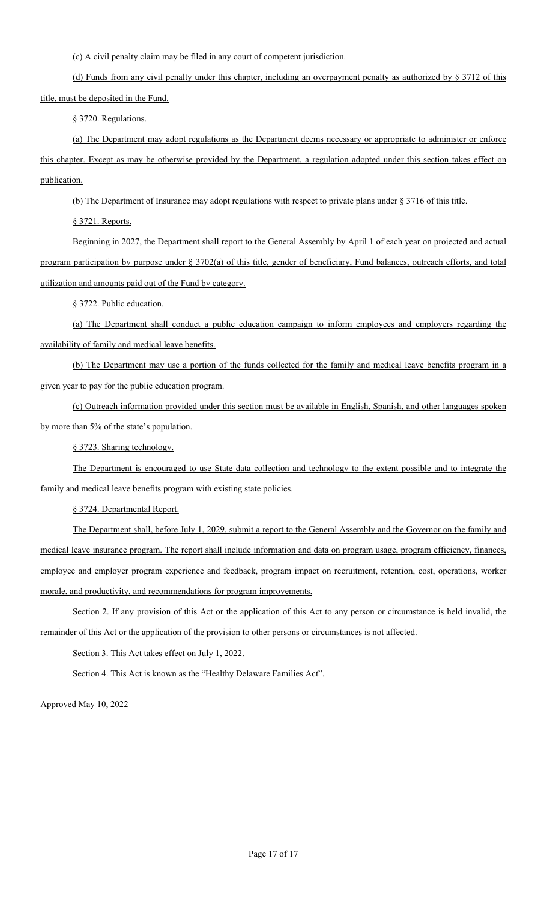(c) A civil penalty claim may be filed in any court of competent jurisdiction.

(d) Funds from any civil penalty under this chapter, including an overpayment penalty as authorized by § 3712 of this title, must be deposited in the Fund.

§ 3720. Regulations.

(a) The Department may adopt regulations as the Department deems necessary or appropriate to administer or enforce this chapter. Except as may be otherwise provided by the Department, a regulation adopted under this section takes effect on publication.

(b) The Department of Insurance may adopt regulations with respect to private plans under § 3716 of this title.

§ 3721. Reports.

Beginning in 2027, the Department shall report to the General Assembly by April 1 of each year on projected and actual program participation by purpose under § 3702(a) of this title, gender of beneficiary, Fund balances, outreach efforts, and total utilization and amounts paid out of the Fund by category.

§ 3722. Public education.

(a) The Department shall conduct a public education campaign to inform employees and employers regarding the availability of family and medical leave benefits.

(b) The Department may use a portion of the funds collected for the family and medical leave benefits program in a given year to pay for the public education program.

(c) Outreach information provided under this section must be available in English, Spanish, and other languages spoken by more than 5% of the state's population.

§ 3723. Sharing technology.

The Department is encouraged to use State data collection and technology to the extent possible and to integrate the family and medical leave benefits program with existing state policies.

§ 3724. Departmental Report.

The Department shall, before July 1, 2029, submit a report to the General Assembly and the Governor on the family and medical leave insurance program. The report shall include information and data on program usage, program efficiency, finances, employee and employer program experience and feedback, program impact on recruitment, retention, cost, operations, worker morale, and productivity, and recommendations for program improvements.

Section 2. If any provision of this Act or the application of this Act to any person or circumstance is held invalid, the remainder of this Act or the application of the provision to other persons or circumstances is not affected.

Section 3. This Act takes effect on July 1, 2022.

Section 4. This Act is known as the "Healthy Delaware Families Act".

Approved May 10, 2022